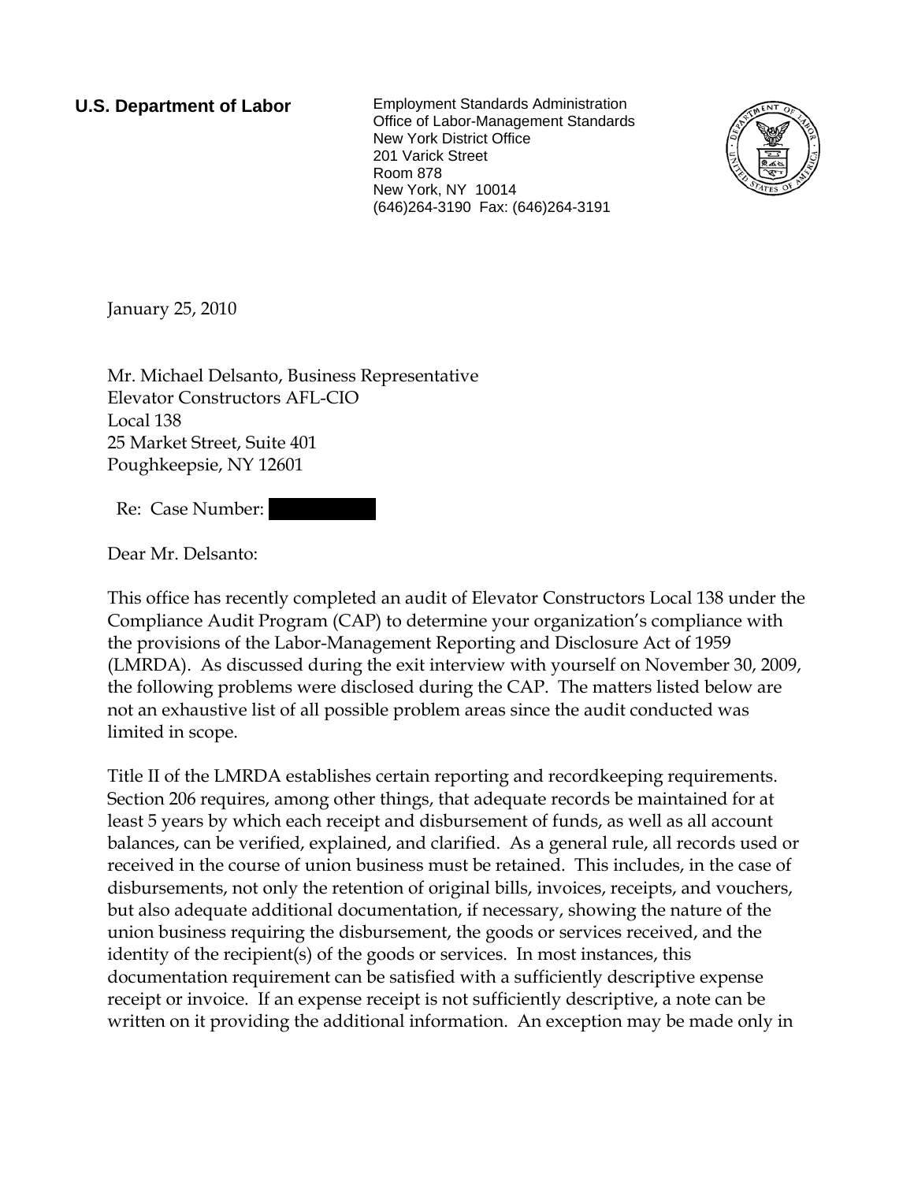**U.S. Department of Labor**

Employment Standards Administration
Office of Labor-Management Standards
New York District Office
201 Varick Street
Room 878
New York, NY 10014
(646)264-3190 Fax: (646)264-3191

January 25, 2010

Mr. Michael Delsanto, Business Representative
Elevator Constructors AFL-CIO
Local 138
25 Market Street, Suite 401
Poughkeepsie, NY 12601

Re: Case Number: [REDACTED]

Dear Mr. Delsanto:

This office has recently completed an audit of Elevator Constructors Local 138 under the Compliance Audit Program (CAP) to determine your organization's compliance with the provisions of the Labor-Management Reporting and Disclosure Act of 1959 (LMRDA). As discussed during the exit interview with yourself on November 30, 2009, the following problems were disclosed during the CAP. The matters listed below are not an exhaustive list of all possible problem areas since the audit conducted was limited in scope.

Title II of the LMRDA establishes certain reporting and recordkeeping requirements. Section 206 requires, among other things, that adequate records be maintained for at least 5 years by which each receipt and disbursement of funds, as well as all account balances, can be verified, explained, and clarified. As a general rule, all records used or received in the course of union business must be retained. This includes, in the case of disbursements, not only the retention of original bills, invoices, receipts, and vouchers, but also adequate additional documentation, if necessary, showing the nature of the union business requiring the disbursement, the goods or services received, and the identity of the recipient(s) of the goods or services. In most instances, this documentation requirement can be satisfied with a sufficiently descriptive expense receipt or invoice. If an expense receipt is not sufficiently descriptive, a note can be written on it providing the additional information. An exception may be made only in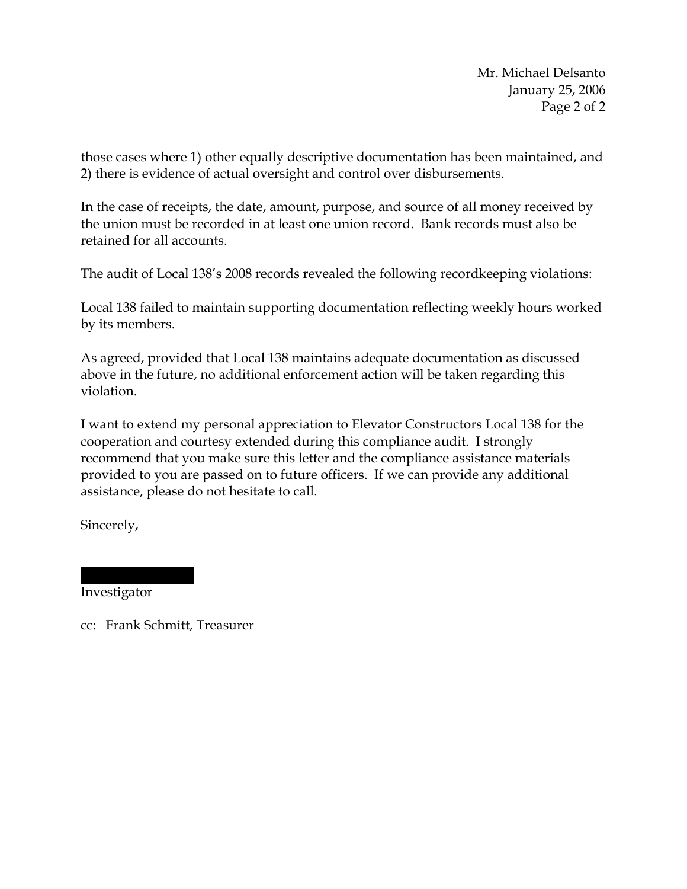those cases where 1) other equally descriptive documentation has been maintained, and 2) there is evidence of actual oversight and control over disbursements.

In the case of receipts, the date, amount, purpose, and source of all money received by the union must be recorded in at least one union record. Bank records must also be retained for all accounts.

The audit of Local 138's 2008 records revealed the following recordkeeping violations:

Local 138 failed to maintain supporting documentation reflecting weekly hours worked by its members.

As agreed, provided that Local 138 maintains adequate documentation as discussed above in the future, no additional enforcement action will be taken regarding this violation.

I want to extend my personal appreciation to Elevator Constructors Local 138 for the cooperation and courtesy extended during this compliance audit. I strongly recommend that you make sure this letter and the compliance assistance materials provided to you are passed on to future officers. If we can provide any additional assistance, please do not hesitate to call.

Sincerely,

[REDACTED]

Investigator

cc: Frank Schmitt, Treasurer